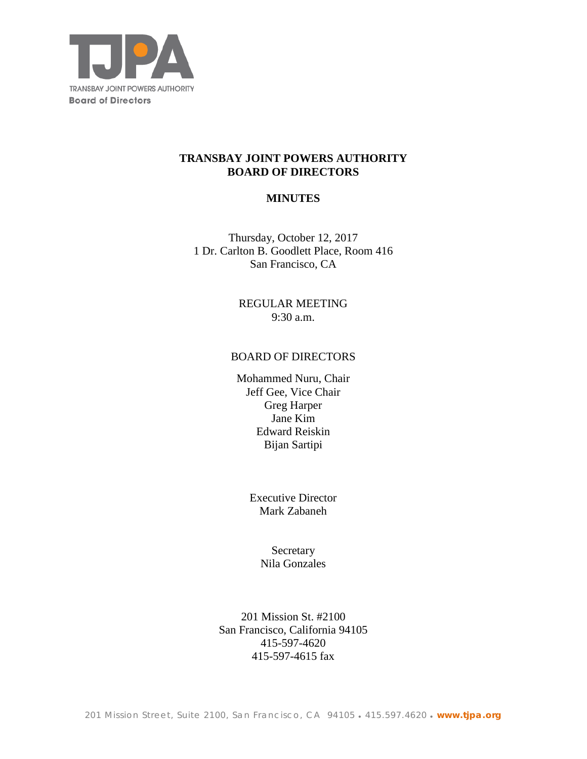TJPA

TRANSBAY JOINT POWERS AUTHORITY
Board of Directors

# TRANSBAY JOINT POWERS AUTHORITY
# BOARD OF DIRECTORS

## MINUTES

Thursday, October 12, 2017
1 Dr. Carlton B. Goodlett Place, Room 416
San Francisco, CA

REGULAR MEETING
9:30 a.m.

BOARD OF DIRECTORS

Mohammed Nuru, Chair
Jeff Gee, Vice Chair
Greg Harper
Jane Kim
Edward Reiskin
Bijan Sartipi

Executive Director
Mark Zabaneh

Secretary
Nila Gonzales

201 Mission St. #2100
San Francisco, California 94105
415-597-4620
415-597-4615 fax

201 Mission Street, Suite 2100, San Francisco, CA 94105 • 415.597.4620 • www.tjpa.org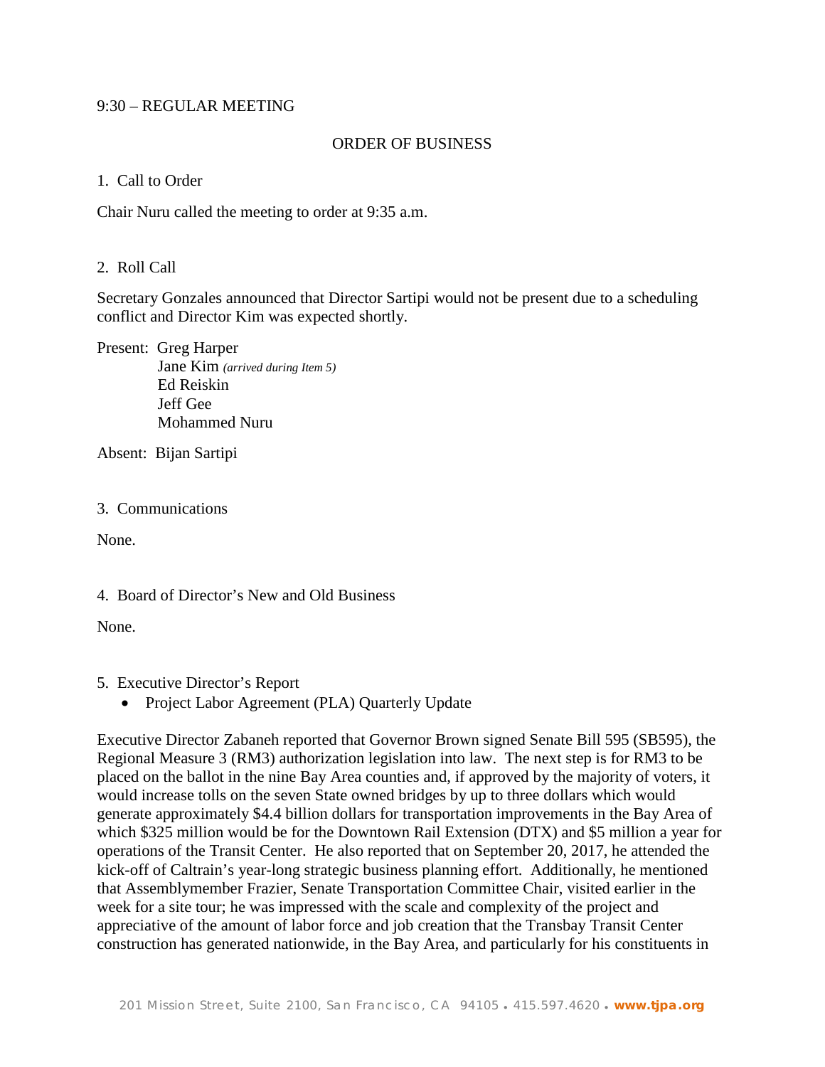9:30 – REGULAR MEETING

ORDER OF BUSINESS

1. Call to Order

Chair Nuru called the meeting to order at 9:35 a.m.

2. Roll Call

Secretary Gonzales announced that Director Sartipi would not be present due to a scheduling conflict and Director Kim was expected shortly.

Present: Greg Harper
Jane Kim *(arrived during Item 5)*
Ed Reiskin
Jeff Gee
Mohammed Nuru

Absent: Bijan Sartipi

3. Communications

None.

4. Board of Director's New and Old Business

None.

5. Executive Director's Report

- Project Labor Agreement (PLA) Quarterly Update

Executive Director Zabaneh reported that Governor Brown signed Senate Bill 595 (SB595), the Regional Measure 3 (RM3) authorization legislation into law. The next step is for RM3 to be placed on the ballot in the nine Bay Area counties and, if approved by the majority of voters, it would increase tolls on the seven State owned bridges by up to three dollars which would generate approximately $4.4 billion dollars for transportation improvements in the Bay Area of which $325 million would be for the Downtown Rail Extension (DTX) and $5 million a year for operations of the Transit Center. He also reported that on September 20, 2017, he attended the kick-off of Caltrain's year-long strategic business planning effort. Additionally, he mentioned that Assemblymember Frazier, Senate Transportation Committee Chair, visited earlier in the week for a site tour; he was impressed with the scale and complexity of the project and appreciative of the amount of labor force and job creation that the Transbay Transit Center construction has generated nationwide, in the Bay Area, and particularly for his constituents in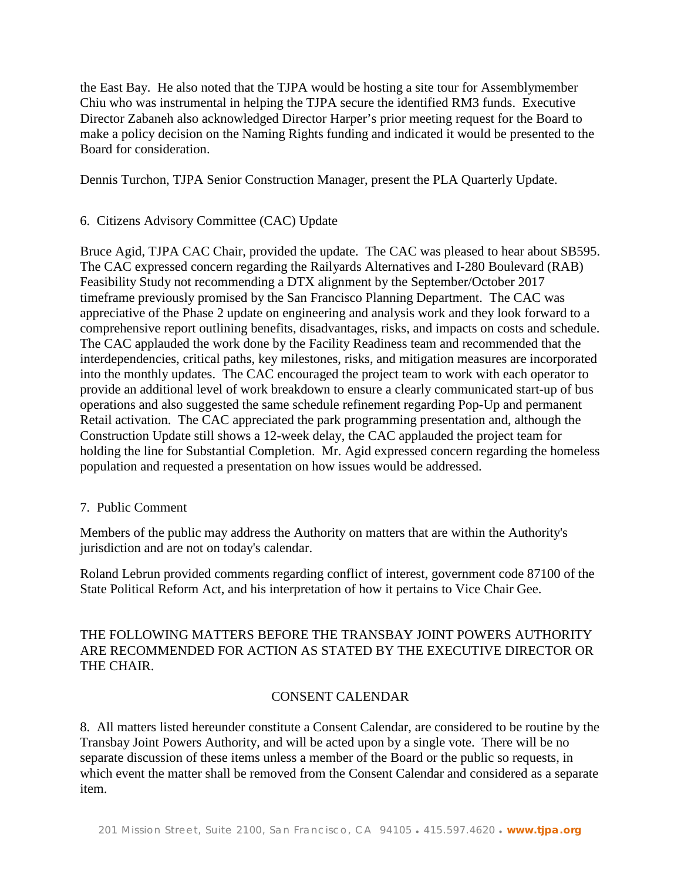the East Bay. He also noted that the TJPA would be hosting a site tour for Assemblymember Chiu who was instrumental in helping the TJPA secure the identified RM3 funds. Executive Director Zabaneh also acknowledged Director Harper's prior meeting request for the Board to make a policy decision on the Naming Rights funding and indicated it would be presented to the Board for consideration.

Dennis Turchon, TJPA Senior Construction Manager, present the PLA Quarterly Update.

6. Citizens Advisory Committee (CAC) Update

Bruce Agid, TJPA CAC Chair, provided the update. The CAC was pleased to hear about SB595. The CAC expressed concern regarding the Railyards Alternatives and I-280 Boulevard (RAB) Feasibility Study not recommending a DTX alignment by the September/October 2017 timeframe previously promised by the San Francisco Planning Department. The CAC was appreciative of the Phase 2 update on engineering and analysis work and they look forward to a comprehensive report outlining benefits, disadvantages, risks, and impacts on costs and schedule. The CAC applauded the work done by the Facility Readiness team and recommended that the interdependencies, critical paths, key milestones, risks, and mitigation measures are incorporated into the monthly updates. The CAC encouraged the project team to work with each operator to provide an additional level of work breakdown to ensure a clearly communicated start-up of bus operations and also suggested the same schedule refinement regarding Pop-Up and permanent Retail activation. The CAC appreciated the park programming presentation and, although the Construction Update still shows a 12-week delay, the CAC applauded the project team for holding the line for Substantial Completion. Mr. Agid expressed concern regarding the homeless population and requested a presentation on how issues would be addressed.

7. Public Comment

Members of the public may address the Authority on matters that are within the Authority's jurisdiction and are not on today's calendar.

Roland Lebrun provided comments regarding conflict of interest, government code 87100 of the State Political Reform Act, and his interpretation of how it pertains to Vice Chair Gee.

THE FOLLOWING MATTERS BEFORE THE TRANSBAY JOINT POWERS AUTHORITY ARE RECOMMENDED FOR ACTION AS STATED BY THE EXECUTIVE DIRECTOR OR THE CHAIR.

CONSENT CALENDAR

8. All matters listed hereunder constitute a Consent Calendar, are considered to be routine by the Transbay Joint Powers Authority, and will be acted upon by a single vote. There will be no separate discussion of these items unless a member of the Board or the public so requests, in which event the matter shall be removed from the Consent Calendar and considered as a separate item.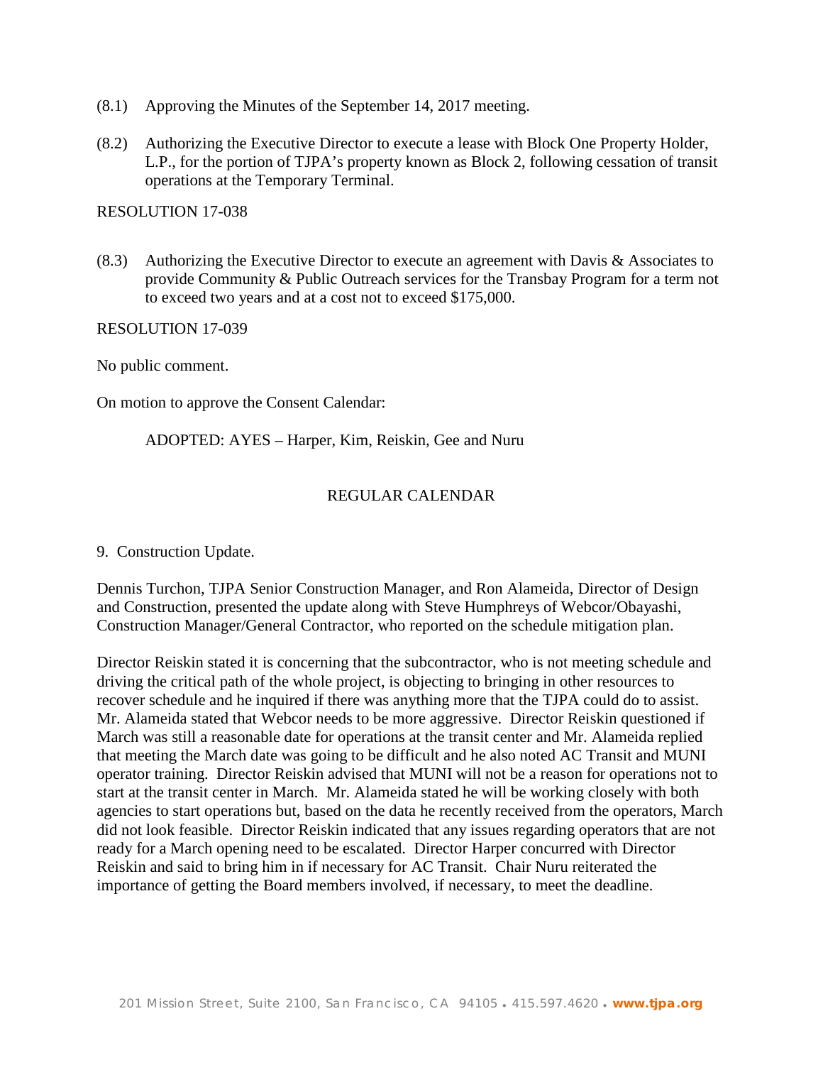(8.1) Approving the Minutes of the September 14, 2017 meeting.

(8.2) Authorizing the Executive Director to execute a lease with Block One Property Holder, L.P., for the portion of TJPA's property known as Block 2, following cessation of transit operations at the Temporary Terminal.

RESOLUTION 17-038

(8.3) Authorizing the Executive Director to execute an agreement with Davis & Associates to provide Community & Public Outreach services for the Transbay Program for a term not to exceed two years and at a cost not to exceed $175,000.

RESOLUTION 17-039

No public comment.

On motion to approve the Consent Calendar:

ADOPTED: AYES – Harper, Kim, Reiskin, Gee and Nuru

## REGULAR CALENDAR

9. Construction Update.

Dennis Turchon, TJPA Senior Construction Manager, and Ron Alameida, Director of Design and Construction, presented the update along with Steve Humphreys of Webcor/Obayashi, Construction Manager/General Contractor, who reported on the schedule mitigation plan.

Director Reiskin stated it is concerning that the subcontractor, who is not meeting schedule and driving the critical path of the whole project, is objecting to bringing in other resources to recover schedule and he inquired if there was anything more that the TJPA could do to assist. Mr. Alameida stated that Webcor needs to be more aggressive. Director Reiskin questioned if March was still a reasonable date for operations at the transit center and Mr. Alameida replied that meeting the March date was going to be difficult and he also noted AC Transit and MUNI operator training. Director Reiskin advised that MUNI will not be a reason for operations not to start at the transit center in March. Mr. Alameida stated he will be working closely with both agencies to start operations but, based on the data he recently received from the operators, March did not look feasible. Director Reiskin indicated that any issues regarding operators that are not ready for a March opening need to be escalated. Director Harper concurred with Director Reiskin and said to bring him in if necessary for AC Transit. Chair Nuru reiterated the importance of getting the Board members involved, if necessary, to meet the deadline.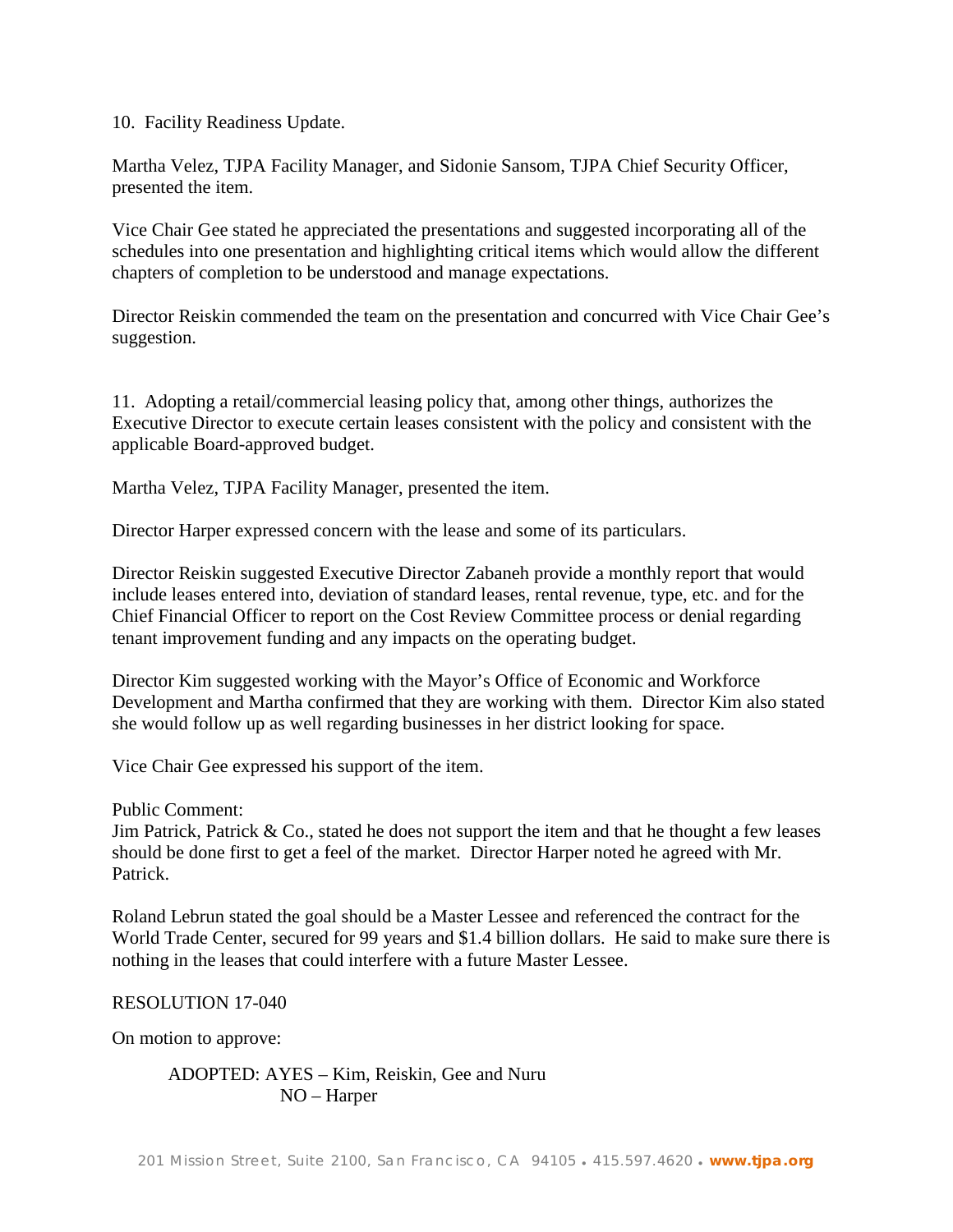10. Facility Readiness Update.

Martha Velez, TJPA Facility Manager, and Sidonie Sansom, TJPA Chief Security Officer, presented the item.

Vice Chair Gee stated he appreciated the presentations and suggested incorporating all of the schedules into one presentation and highlighting critical items which would allow the different chapters of completion to be understood and manage expectations.

Director Reiskin commended the team on the presentation and concurred with Vice Chair Gee's suggestion.

11. Adopting a retail/commercial leasing policy that, among other things, authorizes the Executive Director to execute certain leases consistent with the policy and consistent with the applicable Board-approved budget.

Martha Velez, TJPA Facility Manager, presented the item.

Director Harper expressed concern with the lease and some of its particulars.

Director Reiskin suggested Executive Director Zabaneh provide a monthly report that would include leases entered into, deviation of standard leases, rental revenue, type, etc. and for the Chief Financial Officer to report on the Cost Review Committee process or denial regarding tenant improvement funding and any impacts on the operating budget.

Director Kim suggested working with the Mayor's Office of Economic and Workforce Development and Martha confirmed that they are working with them. Director Kim also stated she would follow up as well regarding businesses in her district looking for space.

Vice Chair Gee expressed his support of the item.

Public Comment:
Jim Patrick, Patrick & Co., stated he does not support the item and that he thought a few leases should be done first to get a feel of the market. Director Harper noted he agreed with Mr. Patrick.

Roland Lebrun stated the goal should be a Master Lessee and referenced the contract for the World Trade Center, secured for 99 years and $1.4 billion dollars. He said to make sure there is nothing in the leases that could interfere with a future Master Lessee.

RESOLUTION 17-040

On motion to approve:

ADOPTED: AYES – Kim, Reiskin, Gee and Nuru
NO – Harper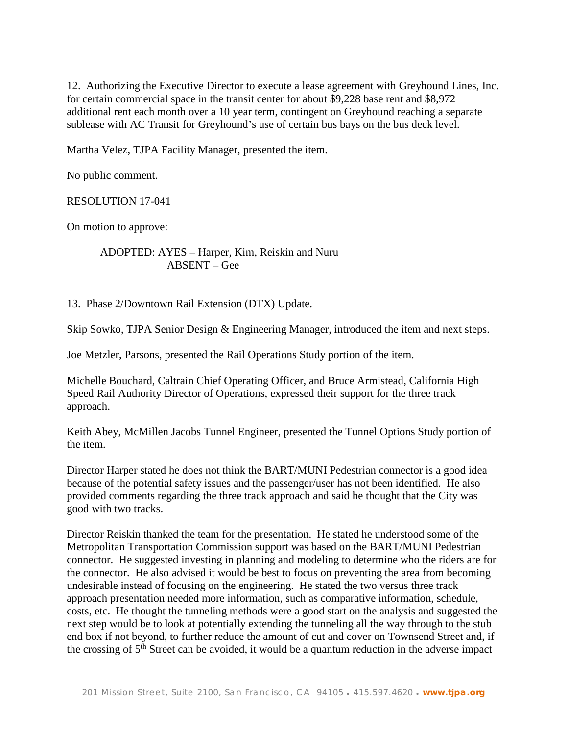12. Authorizing the Executive Director to execute a lease agreement with Greyhound Lines, Inc. for certain commercial space in the transit center for about $9,228 base rent and $8,972 additional rent each month over a 10 year term, contingent on Greyhound reaching a separate sublease with AC Transit for Greyhound's use of certain bus bays on the bus deck level.

Martha Velez, TJPA Facility Manager, presented the item.

No public comment.

RESOLUTION 17-041

On motion to approve:

ADOPTED: AYES – Harper, Kim, Reiskin and Nuru
ABSENT – Gee

13. Phase 2/Downtown Rail Extension (DTX) Update.

Skip Sowko, TJPA Senior Design & Engineering Manager, introduced the item and next steps.

Joe Metzler, Parsons, presented the Rail Operations Study portion of the item.

Michelle Bouchard, Caltrain Chief Operating Officer, and Bruce Armistead, California High Speed Rail Authority Director of Operations, expressed their support for the three track approach.

Keith Abey, McMillen Jacobs Tunnel Engineer, presented the Tunnel Options Study portion of the item.

Director Harper stated he does not think the BART/MUNI Pedestrian connector is a good idea because of the potential safety issues and the passenger/user has not been identified. He also provided comments regarding the three track approach and said he thought that the City was good with two tracks.

Director Reiskin thanked the team for the presentation. He stated he understood some of the Metropolitan Transportation Commission support was based on the BART/MUNI Pedestrian connector. He suggested investing in planning and modeling to determine who the riders are for the connector. He also advised it would be best to focus on preventing the area from becoming undesirable instead of focusing on the engineering. He stated the two versus three track approach presentation needed more information, such as comparative information, schedule, costs, etc. He thought the tunneling methods were a good start on the analysis and suggested the next step would be to look at potentially extending the tunneling all the way through to the stub end box if not beyond, to further reduce the amount of cut and cover on Townsend Street and, if the crossing of 5th Street can be avoided, it would be a quantum reduction in the adverse impact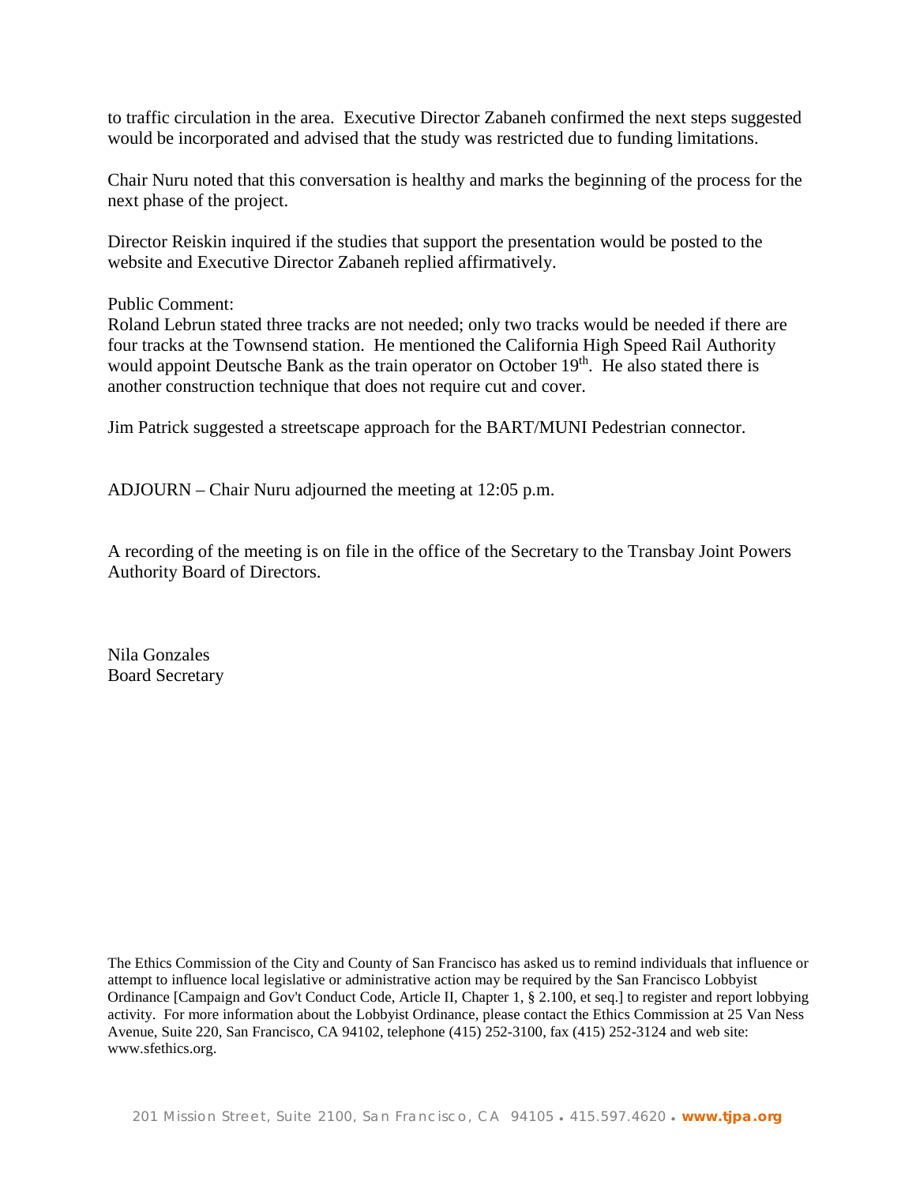to traffic circulation in the area. Executive Director Zabaneh confirmed the next steps suggested would be incorporated and advised that the study was restricted due to funding limitations.

Chair Nuru noted that this conversation is healthy and marks the beginning of the process for the next phase of the project.

Director Reiskin inquired if the studies that support the presentation would be posted to the website and Executive Director Zabaneh replied affirmatively.

Public Comment:
Roland Lebrun stated three tracks are not needed; only two tracks would be needed if there are four tracks at the Townsend station. He mentioned the California High Speed Rail Authority would appoint Deutsche Bank as the train operator on October 19th. He also stated there is another construction technique that does not require cut and cover.

Jim Patrick suggested a streetscape approach for the BART/MUNI Pedestrian connector.

ADJOURN – Chair Nuru adjourned the meeting at 12:05 p.m.

A recording of the meeting is on file in the office of the Secretary to the Transbay Joint Powers Authority Board of Directors.

Nila Gonzales
Board Secretary

The Ethics Commission of the City and County of San Francisco has asked us to remind individuals that influence or attempt to influence local legislative or administrative action may be required by the San Francisco Lobbyist Ordinance [Campaign and Gov't Conduct Code, Article II, Chapter 1, § 2.100, et seq.] to register and report lobbying activity. For more information about the Lobbyist Ordinance, please contact the Ethics Commission at 25 Van Ness Avenue, Suite 220, San Francisco, CA 94102, telephone (415) 252-3100, fax (415) 252-3124 and web site: www.sfethics.org.

201 Mission Street, Suite 2100, San Francisco, CA 94105 • 415.597.4620 • **www.tjpa.org**